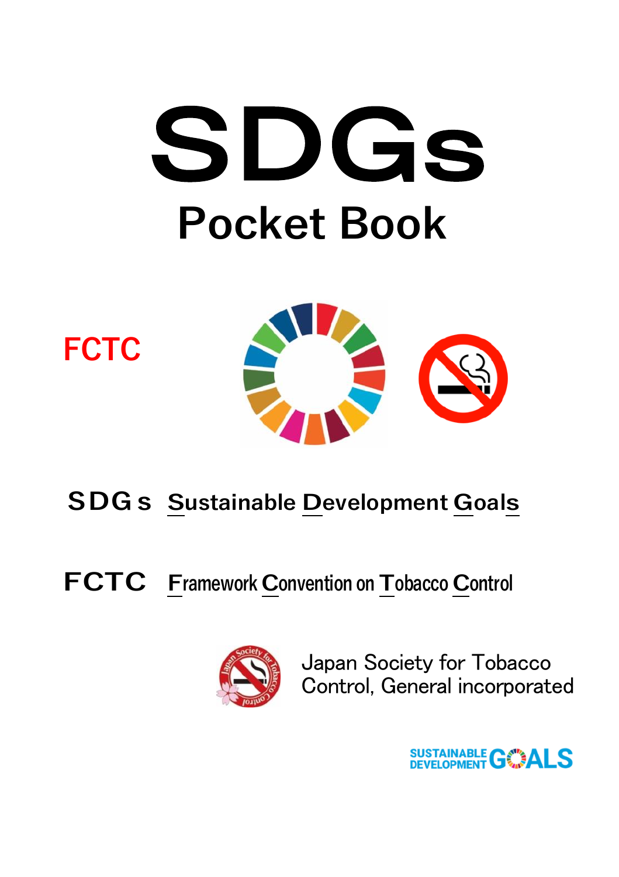# SDGs

## Pocket Book

FCTC

**SDGs** Sustainable Development Goals

**FCTC** Framework Convention on Tobacco Control

Japan Society for Tobacco Control, General incorporated

SUSTAINABLE DEVELOPMENT GOALS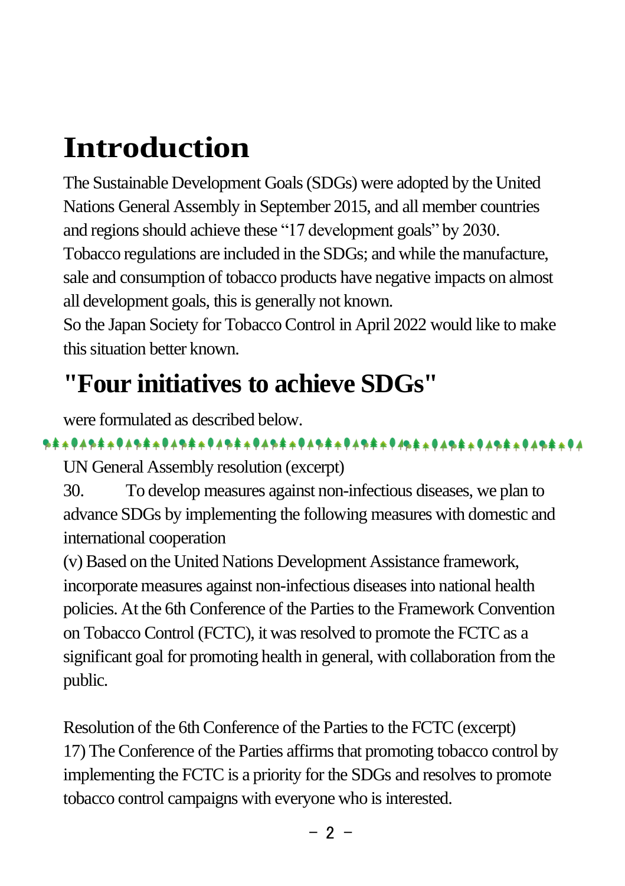# Introduction

The Sustainable Development Goals (SDGs) were adopted by the United Nations General Assembly in September 2015, and all member countries and regions should achieve these "17 development goals" by 2030.
Tobacco regulations are included in the SDGs; and while the manufacture, sale and consumption of tobacco products have negative impacts on almost all development goals, this is generally not known.
So the Japan Society for Tobacco Control in April 2022 would like to make this situation better known.

# "Four initiatives to achieve SDGs"

were formulated as described below.

---

UN General Assembly resolution (excerpt)
30. To develop measures against non-infectious diseases, we plan to advance SDGs by implementing the following measures with domestic and international cooperation
(v) Based on the United Nations Development Assistance framework, incorporate measures against non-infectious diseases into national health policies. At the 6th Conference of the Parties to the Framework Convention on Tobacco Control (FCTC), it was resolved to promote the FCTC as a significant goal for promoting health in general, with collaboration from the public.

Resolution of the 6th Conference of the Parties to the FCTC (excerpt)
17) The Conference of the Parties affirms that promoting tobacco control by implementing the FCTC is a priority for the SDGs and resolves to promote tobacco control campaigns with everyone who is interested.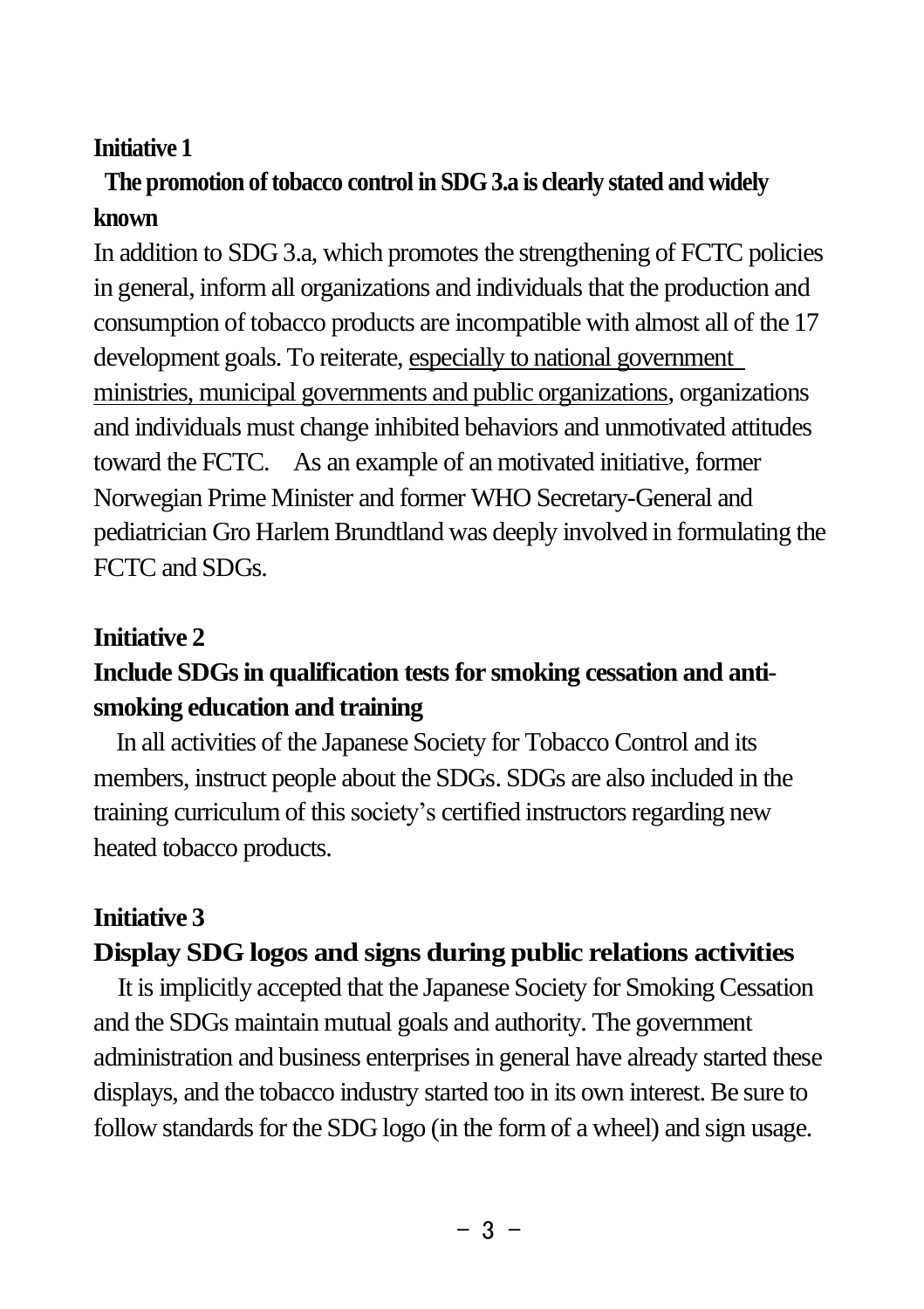**Initiative 1**

**The promotion of tobacco control in SDG 3.a is clearly stated and widely known**

In addition to SDG 3.a, which promotes the strengthening of FCTC policies in general, inform all organizations and individuals that the production and consumption of tobacco products are incompatible with almost all of the 17 development goals. To reiterate, especially to national government ministries, municipal governments and public organizations, organizations and individuals must change inhibited behaviors and unmotivated attitudes toward the FCTC. As an example of an motivated initiative, former Norwegian Prime Minister and former WHO Secretary-General and pediatrician Gro Harlem Brundtland was deeply involved in formulating the FCTC and SDGs.

**Initiative 2**

**Include SDGs in qualification tests for smoking cessation and anti-smoking education and training**

In all activities of the Japanese Society for Tobacco Control and its members, instruct people about the SDGs. SDGs are also included in the training curriculum of this society's certified instructors regarding new heated tobacco products.

**Initiative 3**

**Display SDG logos and signs during public relations activities**

It is implicitly accepted that the Japanese Society for Smoking Cessation and the SDGs maintain mutual goals and authority. The government administration and business enterprises in general have already started these displays, and the tobacco industry started too in its own interest. Be sure to follow standards for the SDG logo (in the form of a wheel) and sign usage.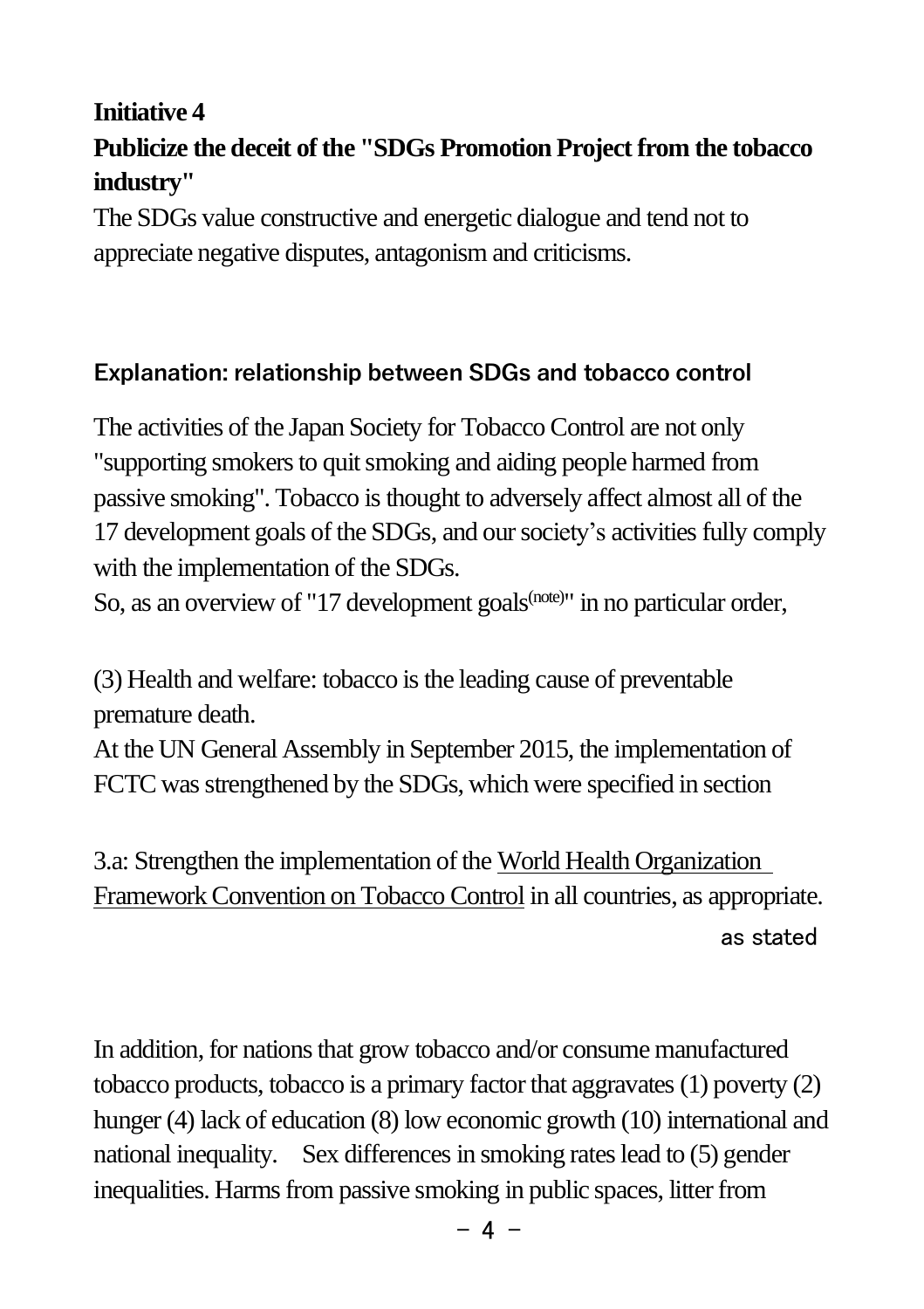**Initiative 4**

**Publicize the deceit of the "SDGs Promotion Project from the tobacco industry"**

The SDGs value constructive and energetic dialogue and tend not to appreciate negative disputes, antagonism and criticisms.

### Explanation: relationship between SDGs and tobacco control

The activities of the Japan Society for Tobacco Control are not only "supporting smokers to quit smoking and aiding people harmed from passive smoking". Tobacco is thought to adversely affect almost all of the 17 development goals of the SDGs, and our society's activities fully comply with the implementation of the SDGs.

So, as an overview of "17 development goals(note)" in no particular order,

(3) Health and welfare: tobacco is the leading cause of preventable premature death.

At the UN General Assembly in September 2015, the implementation of FCTC was strengthened by the SDGs, which were specified in section

3.a: Strengthen the implementation of the World Health Organization Framework Convention on Tobacco Control in all countries, as appropriate.

as stated

In addition, for nations that grow tobacco and/or consume manufactured tobacco products, tobacco is a primary factor that aggravates (1) poverty (2) hunger (4) lack of education (8) low economic growth (10) international and national inequality. Sex differences in smoking rates lead to (5) gender inequalities. Harms from passive smoking in public spaces, litter from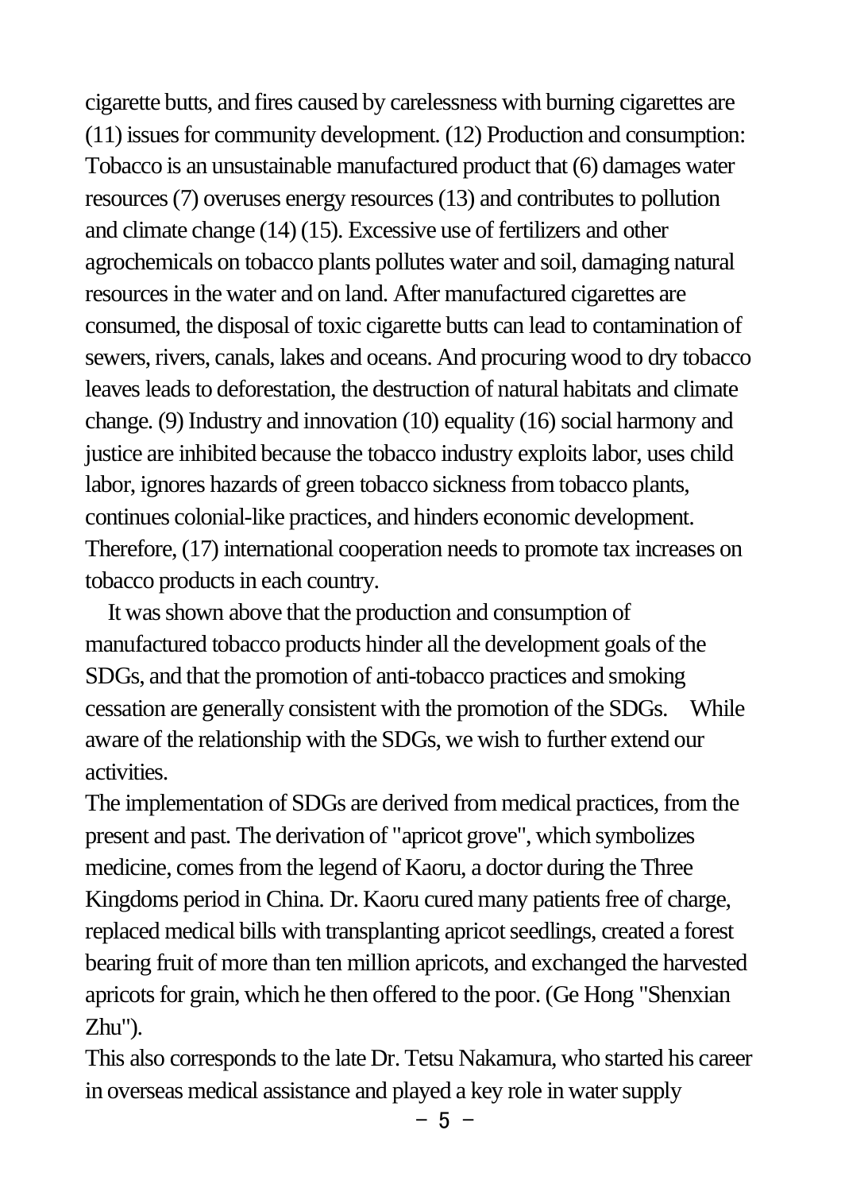cigarette butts, and fires caused by carelessness with burning cigarettes are (11) issues for community development. (12) Production and consumption: Tobacco is an unsustainable manufactured product that (6) damages water resources (7) overuses energy resources (13) and contributes to pollution and climate change (14) (15). Excessive use of fertilizers and other agrochemicals on tobacco plants pollutes water and soil, damaging natural resources in the water and on land. After manufactured cigarettes are consumed, the disposal of toxic cigarette butts can lead to contamination of sewers, rivers, canals, lakes and oceans. And procuring wood to dry tobacco leaves leads to deforestation, the destruction of natural habitats and climate change. (9) Industry and innovation (10) equality (16) social harmony and justice are inhibited because the tobacco industry exploits labor, uses child labor, ignores hazards of green tobacco sickness from tobacco plants, continues colonial-like practices, and hinders economic development. Therefore, (17) international cooperation needs to promote tax increases on tobacco products in each country.

It was shown above that the production and consumption of manufactured tobacco products hinder all the development goals of the SDGs, and that the promotion of anti-tobacco practices and smoking cessation are generally consistent with the promotion of the SDGs. While aware of the relationship with the SDGs, we wish to further extend our activities.

The implementation of SDGs are derived from medical practices, from the present and past. The derivation of "apricot grove", which symbolizes medicine, comes from the legend of Kaoru, a doctor during the Three Kingdoms period in China. Dr. Kaoru cured many patients free of charge, replaced medical bills with transplanting apricot seedlings, created a forest bearing fruit of more than ten million apricots, and exchanged the harvested apricots for grain, which he then offered to the poor. (Ge Hong "Shenxian Zhu").

This also corresponds to the late Dr. Tetsu Nakamura, who started his career in overseas medical assistance and played a key role in water supply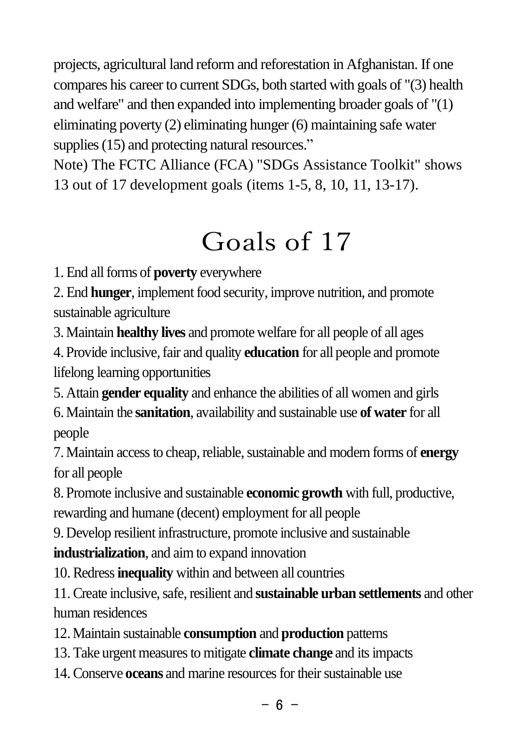projects, agricultural land reform and reforestation in Afghanistan. If one compares his career to current SDGs, both started with goals of "(3) health and welfare" and then expanded into implementing broader goals of "(1) eliminating poverty (2) eliminating hunger (6) maintaining safe water supplies (15) and protecting natural resources."

Note) The FCTC Alliance (FCA) "SDGs Assistance Toolkit" shows 13 out of 17 development goals (items 1-5, 8, 10, 11, 13-17).

# Goals of 17

1. End all forms of **poverty** everywhere
2. End **hunger**, implement food security, improve nutrition, and promote sustainable agriculture
3. Maintain **healthy lives** and promote welfare for all people of all ages
4. Provide inclusive, fair and quality **education** for all people and promote lifelong learning opportunities
5. Attain **gender equality** and enhance the abilities of all women and girls
6. Maintain the **sanitation**, availability and sustainable use **of water** for all people
7. Maintain access to cheap, reliable, sustainable and modern forms of **energy** for all people
8. Promote inclusive and sustainable **economic growth** with full, productive, rewarding and humane (decent) employment for all people
9. Develop resilient infrastructure, promote inclusive and sustainable **industrialization**, and aim to expand innovation
10. Redress **inequality** within and between all countries
11. Create inclusive, safe, resilient and **sustainable urban settlements** and other human residences
12. Maintain sustainable **consumption** and **production** patterns
13. Take urgent measures to mitigate **climate change** and its impacts
14. Conserve **oceans** and marine resources for their sustainable use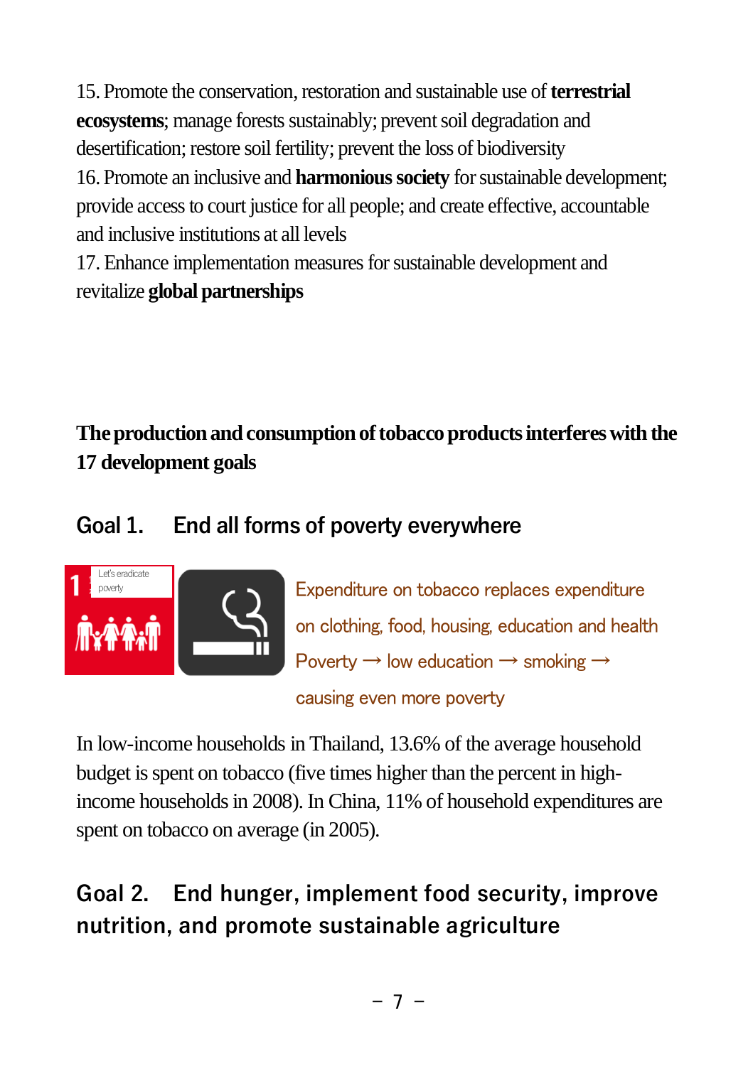15. Promote the conservation, restoration and sustainable use of **terrestrial ecosystems**; manage forests sustainably; prevent soil degradation and desertification; restore soil fertility; prevent the loss of biodiversity

16. Promote an inclusive and **harmonious society** for sustainable development; provide access to court justice for all people; and create effective, accountable and inclusive institutions at all levels

17. Enhance implementation measures for sustainable development and revitalize **global partnerships**

**The production and consumption of tobacco products interferes with the 17 development goals**

## Goal 1. End all forms of poverty everywhere

Expenditure on tobacco replaces expenditure on clothing, food, housing, education and health

Poverty → low education → smoking → causing even more poverty

In low-income households in Thailand, 13.6% of the average household budget is spent on tobacco (five times higher than the percent in high-income households in 2008). In China, 11% of household expenditures are spent on tobacco on average (in 2005).

## Goal 2. End hunger, implement food security, improve nutrition, and promote sustainable agriculture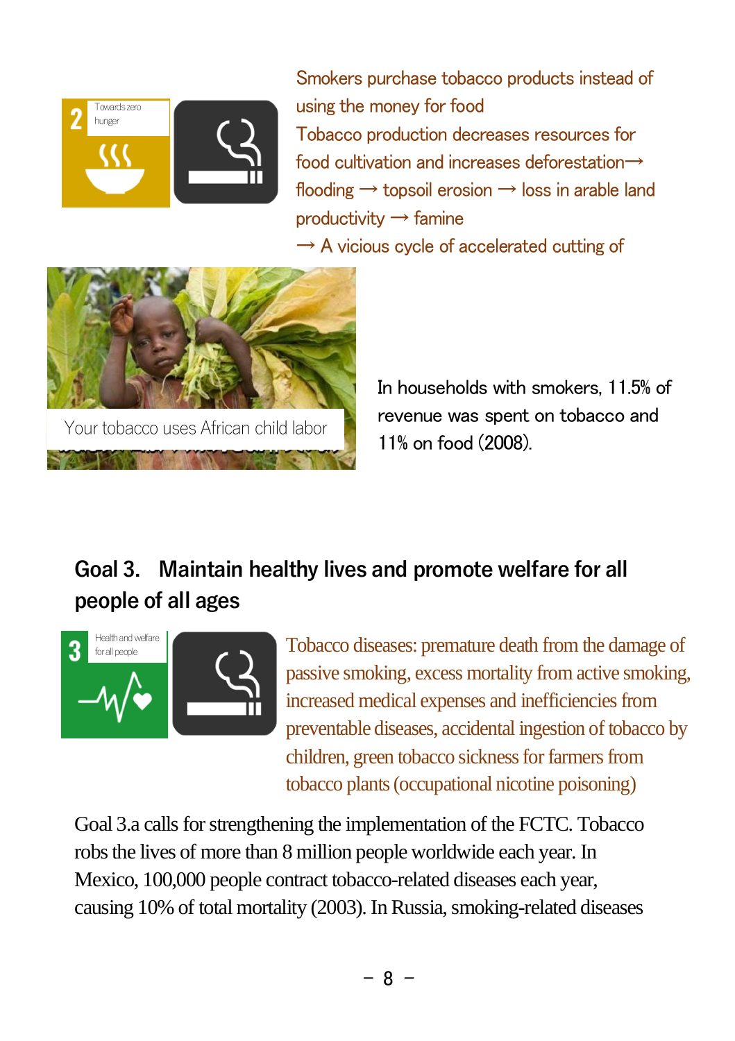Towards zero hunger

Smokers purchase tobacco products instead of using the money for food

Tobacco production decreases resources for food cultivation and increases deforestation→ flooding → topsoil erosion → loss in arable land productivity → famine

→ A vicious cycle of accelerated cutting of

Your tobacco uses African child labor

In households with smokers, 11.5% of revenue was spent on tobacco and 11% on food (2008).

## Goal 3. Maintain healthy lives and promote welfare for all people of all ages

Health and welfare for all people

Tobacco diseases: premature death from the damage of passive smoking, excess mortality from active smoking, increased medical expenses and inefficiencies from preventable diseases, accidental ingestion of tobacco by children, green tobacco sickness for farmers from tobacco plants (occupational nicotine poisoning)

Goal 3.a calls for strengthening the implementation of the FCTC. Tobacco robs the lives of more than 8 million people worldwide each year. In Mexico, 100,000 people contract tobacco-related diseases each year, causing 10% of total mortality (2003). In Russia, smoking-related diseases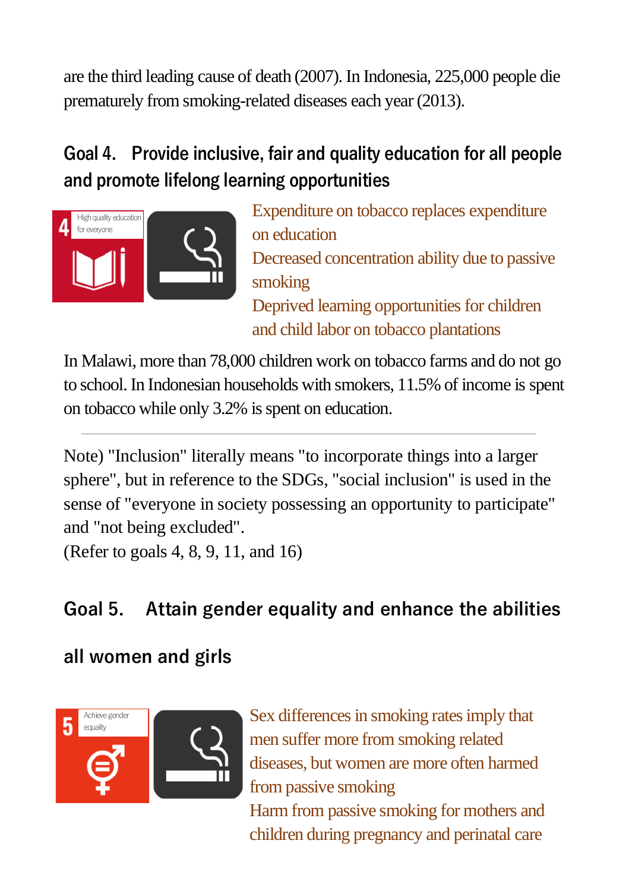are the third leading cause of death (2007). In Indonesia, 225,000 people die prematurely from smoking-related diseases each year (2013).

## Goal 4. Provide inclusive, fair and quality education for all people and promote lifelong learning opportunities

4 High quality education for everyone

Expenditure on tobacco replaces expenditure on education
Decreased concentration ability due to passive smoking
Deprived learning opportunities for children and child labor on tobacco plantations

In Malawi, more than 78,000 children work on tobacco farms and do not go to school. In Indonesian households with smokers, 11.5% of income is spent on tobacco while only 3.2% is spent on education.

---

Note) "Inclusion" literally means "to incorporate things into a larger sphere", but in reference to the SDGs, "social inclusion" is used in the sense of "everyone in society possessing an opportunity to participate" and "not being excluded".
(Refer to goals 4, 8, 9, 11, and 16)

## Goal 5. Attain gender equality and enhance the abilities all women and girls

5 Achieve gender equality

Sex differences in smoking rates imply that men suffer more from smoking related diseases, but women are more often harmed from passive smoking
Harm from passive smoking for mothers and children during pregnancy and perinatal care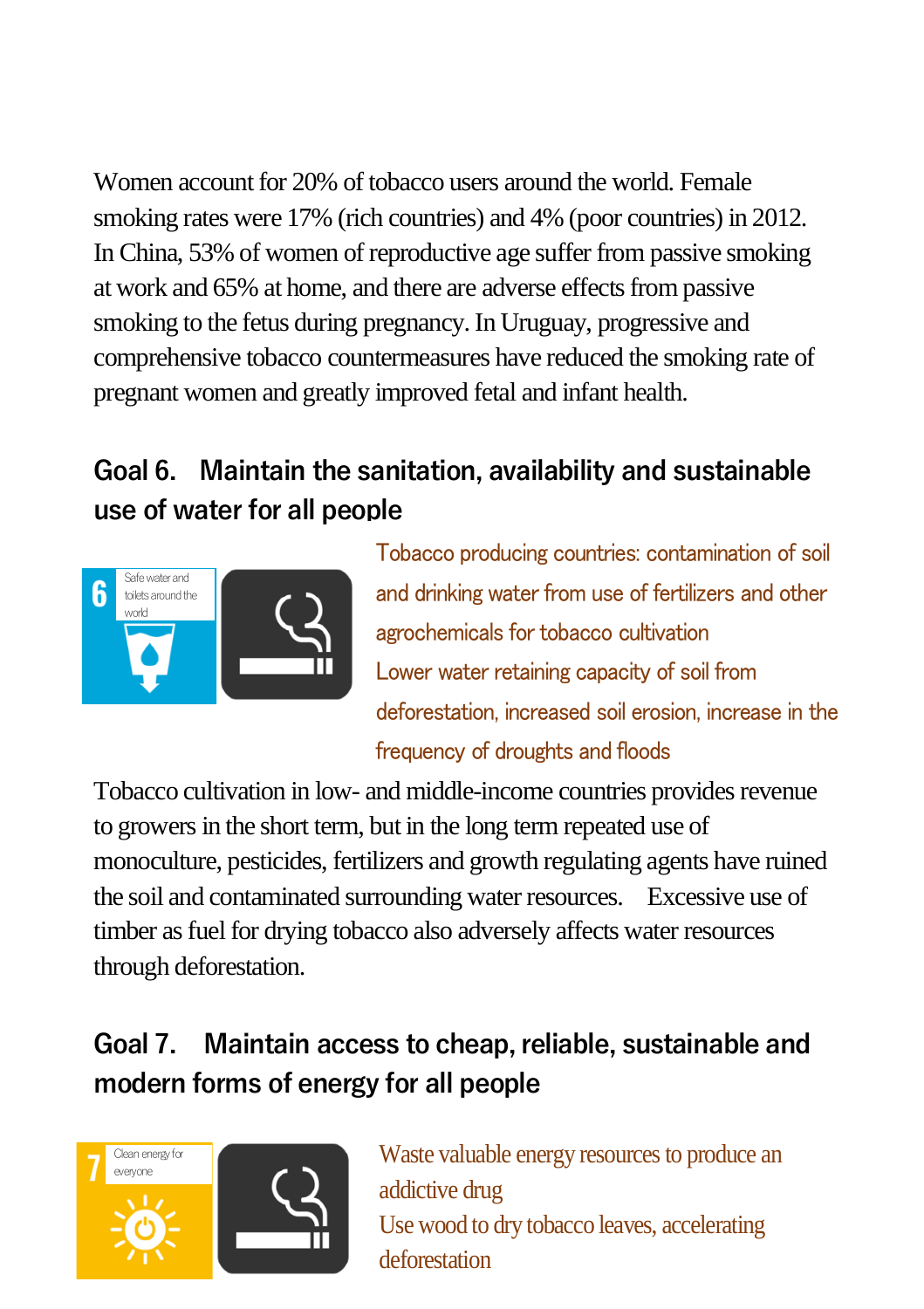Women account for 20% of tobacco users around the world. Female smoking rates were 17% (rich countries) and 4% (poor countries) in 2012. In China, 53% of women of reproductive age suffer from passive smoking at work and 65% at home, and there are adverse effects from passive smoking to the fetus during pregnancy. In Uruguay, progressive and comprehensive tobacco countermeasures have reduced the smoking rate of pregnant women and greatly improved fetal and infant health.

## Goal 6. Maintain the sanitation, availability and sustainable use of water for all people

6 Safe water and toilets around the world

Tobacco producing countries: contamination of soil and drinking water from use of fertilizers and other agrochemicals for tobacco cultivation

Lower water retaining capacity of soil from deforestation, increased soil erosion, increase in the frequency of droughts and floods

Tobacco cultivation in low- and middle-income countries provides revenue to growers in the short term, but in the long term repeated use of monoculture, pesticides, fertilizers and growth regulating agents have ruined the soil and contaminated surrounding water resources. Excessive use of timber as fuel for drying tobacco also adversely affects water resources through deforestation.

## Goal 7. Maintain access to cheap, reliable, sustainable and modern forms of energy for all people

7 Clean energy for everyone

Waste valuable energy resources to produce an addictive drug

Use wood to dry tobacco leaves, accelerating deforestation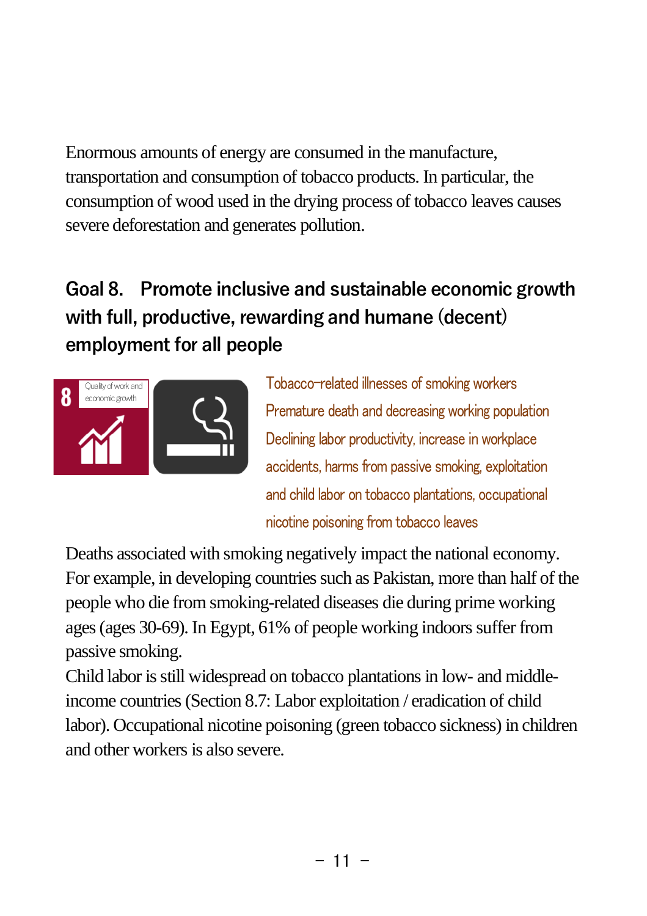Enormous amounts of energy are consumed in the manufacture, transportation and consumption of tobacco products. In particular, the consumption of wood used in the drying process of tobacco leaves causes severe deforestation and generates pollution.

## Goal 8. Promote inclusive and sustainable economic growth with full, productive, rewarding and humane (decent) employment for all people

8 Quality of work and economic growth

Tobacco-related illnesses of smoking workers
Premature death and decreasing working population
Declining labor productivity, increase in workplace accidents, harms from passive smoking, exploitation and child labor on tobacco plantations, occupational nicotine poisoning from tobacco leaves

Deaths associated with smoking negatively impact the national economy. For example, in developing countries such as Pakistan, more than half of the people who die from smoking-related diseases die during prime working ages (ages 30-69). In Egypt, 61% of people working indoors suffer from passive smoking.

Child labor is still widespread on tobacco plantations in low- and middle-income countries (Section 8.7: Labor exploitation / eradication of child labor). Occupational nicotine poisoning (green tobacco sickness) in children and other workers is also severe.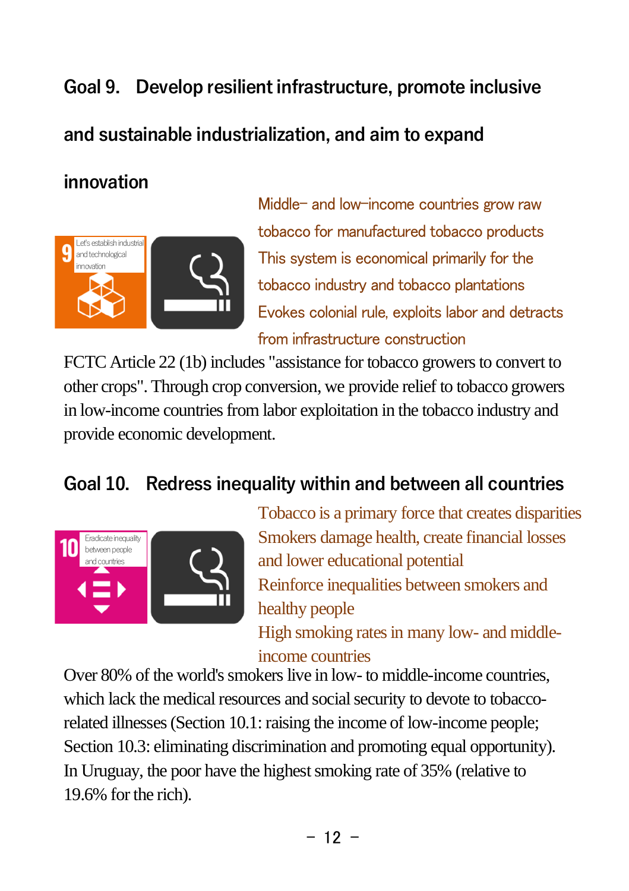## Goal 9. Develop resilient infrastructure, promote inclusive and sustainable industrialization, and aim to expand innovation

Middle– and low–income countries grow raw tobacco for manufactured tobacco products
This system is economical primarily for the tobacco industry and tobacco plantations
Evokes colonial rule, exploits labor and detracts from infrastructure construction

FCTC Article 22 (1b) includes "assistance for tobacco growers to convert to other crops". Through crop conversion, we provide relief to tobacco growers in low-income countries from labor exploitation in the tobacco industry and provide economic development.

## Goal 10. Redress inequality within and between all countries

Tobacco is a primary force that creates disparities
Smokers damage health, create financial losses and lower educational potential
Reinforce inequalities between smokers and healthy people
High smoking rates in many low- and middle-income countries

Over 80% of the world's smokers live in low- to middle-income countries, which lack the medical resources and social security to devote to tobacco-related illnesses (Section 10.1: raising the income of low-income people; Section 10.3: eliminating discrimination and promoting equal opportunity). In Uruguay, the poor have the highest smoking rate of 35% (relative to 19.6% for the rich).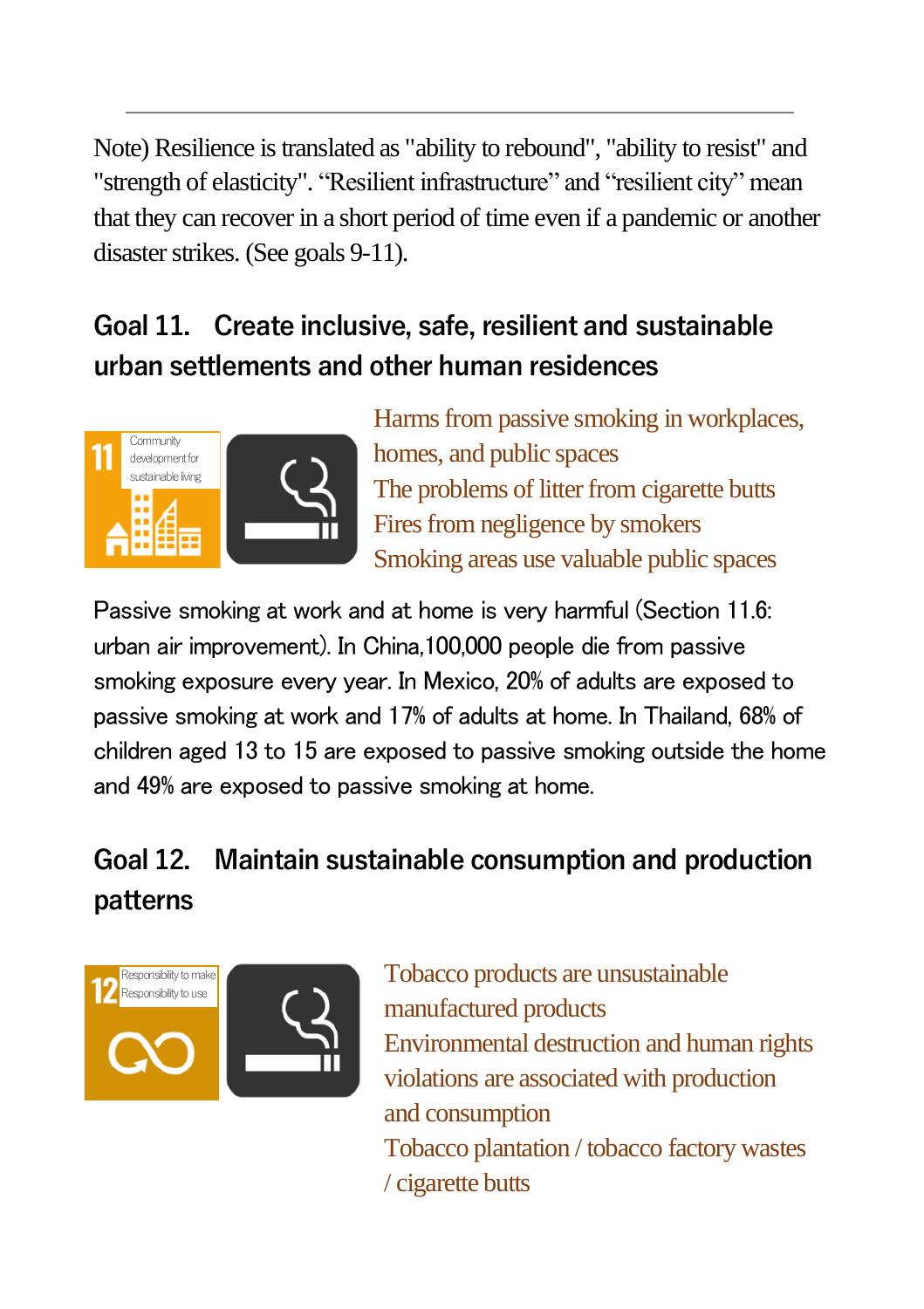Note) Resilience is translated as "ability to rebound", "ability to resist" and "strength of elasticity". "Resilient infrastructure" and "resilient city" mean that they can recover in a short period of time even if a pandemic or another disaster strikes. (See goals 9-11).

## Goal 11.　Create inclusive, safe, resilient and sustainable urban settlements and other human residences

Harms from passive smoking in workplaces, homes, and public spaces
The problems of litter from cigarette butts
Fires from negligence by smokers
Smoking areas use valuable public spaces

Passive smoking at work and at home is very harmful (Section 11.6: urban air improvement). In China,100,000 people die from passive smoking exposure every year. In Mexico, 20% of adults are exposed to passive smoking at work and 17% of adults at home. In Thailand, 68% of children aged 13 to 15 are exposed to passive smoking outside the home and 49% are exposed to passive smoking at home.

## Goal 12.　Maintain sustainable consumption and production patterns

Tobacco products are unsustainable manufactured products
Environmental destruction and human rights violations are associated with production and consumption
Tobacco plantation / tobacco factory wastes / cigarette butts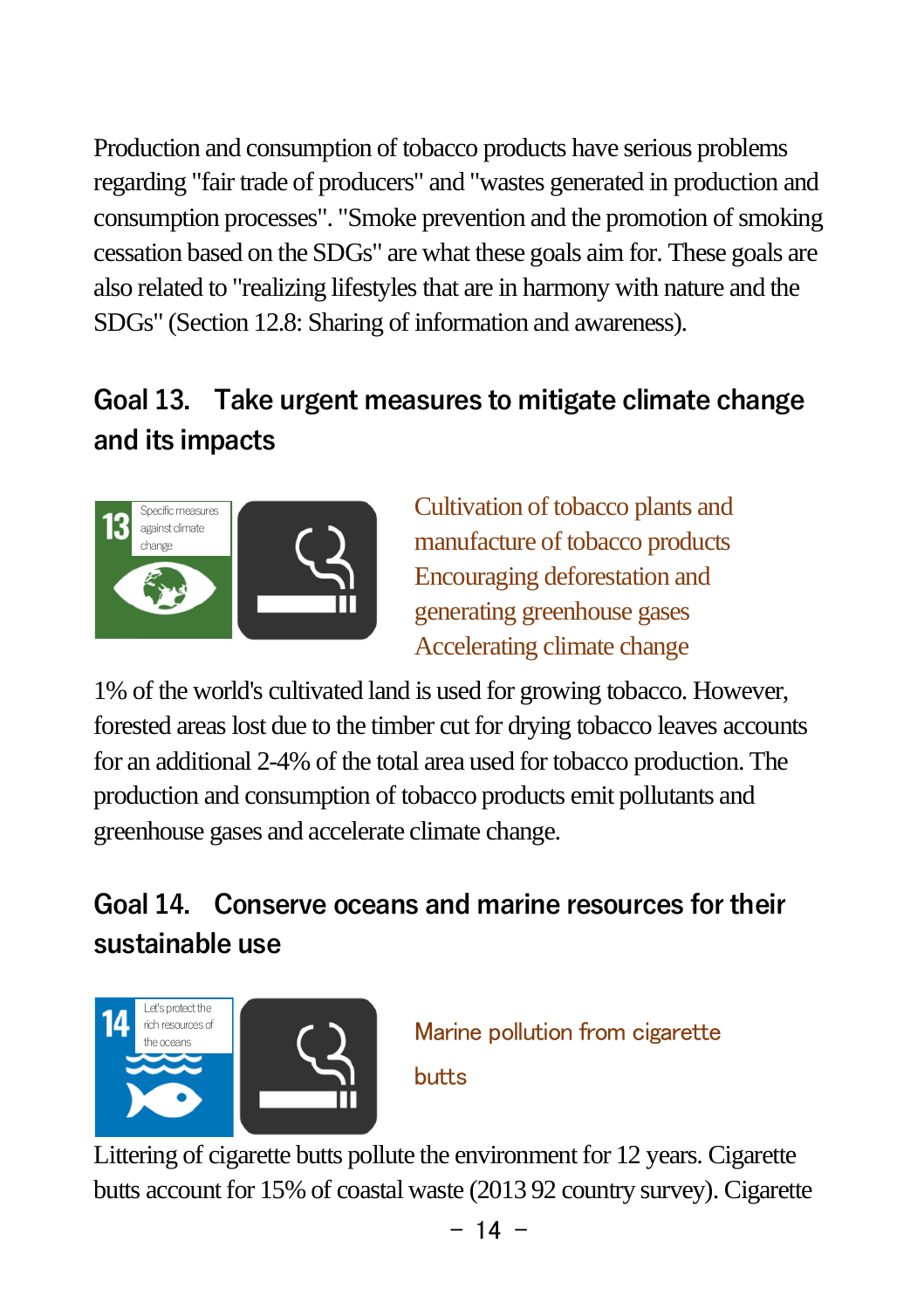Production and consumption of tobacco products have serious problems regarding "fair trade of producers" and "wastes generated in production and consumption processes". "Smoke prevention and the promotion of smoking cessation based on the SDGs" are what these goals aim for. These goals are also related to "realizing lifestyles that are in harmony with nature and the SDGs" (Section 12.8: Sharing of information and awareness).

## Goal 13. Take urgent measures to mitigate climate change and its impacts

Cultivation of tobacco plants and manufacture of tobacco products
Encouraging deforestation and generating greenhouse gases
Accelerating climate change

1% of the world's cultivated land is used for growing tobacco. However, forested areas lost due to the timber cut for drying tobacco leaves accounts for an additional 2-4% of the total area used for tobacco production. The production and consumption of tobacco products emit pollutants and greenhouse gases and accelerate climate change.

## Goal 14. Conserve oceans and marine resources for their sustainable use

Marine pollution from cigarette butts

Littering of cigarette butts pollute the environment for 12 years. Cigarette butts account for 15% of coastal waste (2013 92 country survey). Cigarette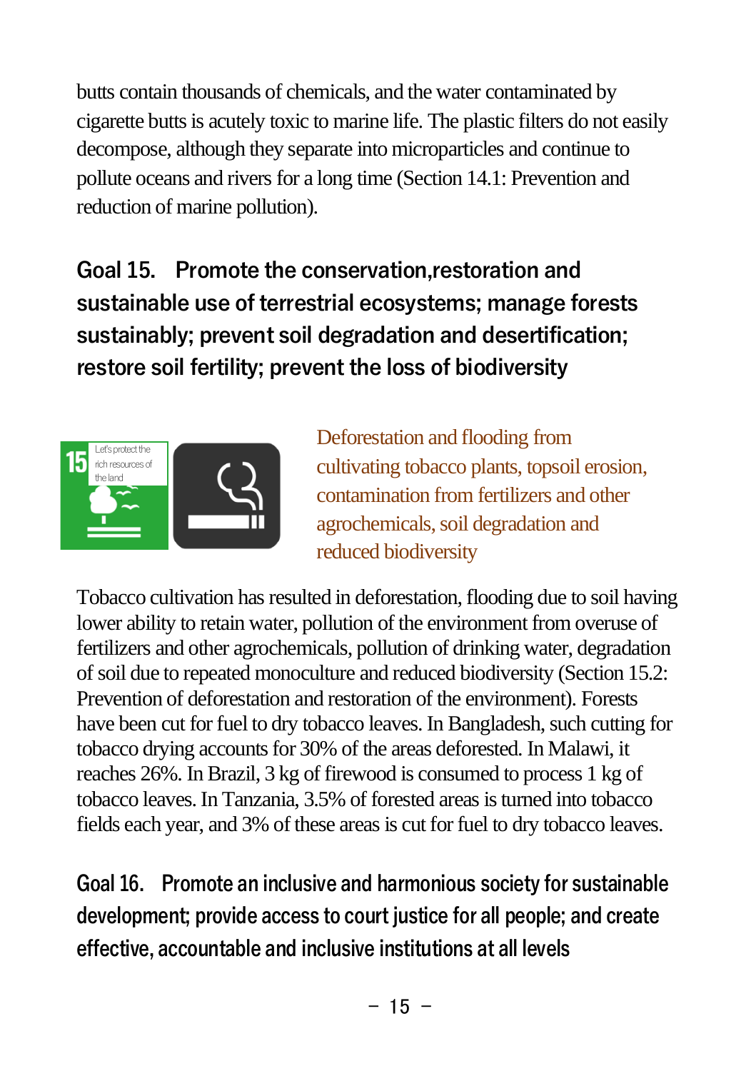butts contain thousands of chemicals, and the water contaminated by cigarette butts is acutely toxic to marine life. The plastic filters do not easily decompose, although they separate into microparticles and continue to pollute oceans and rivers for a long time (Section 14.1: Prevention and reduction of marine pollution).

## Goal 15. Promote the conservation,restoration and sustainable use of terrestrial ecosystems; manage forests sustainably; prevent soil degradation and desertification; restore soil fertility; prevent the loss of biodiversity

Deforestation and flooding from cultivating tobacco plants, topsoil erosion, contamination from fertilizers and other agrochemicals, soil degradation and reduced biodiversity

Tobacco cultivation has resulted in deforestation, flooding due to soil having lower ability to retain water, pollution of the environment from overuse of fertilizers and other agrochemicals, pollution of drinking water, degradation of soil due to repeated monoculture and reduced biodiversity (Section 15.2: Prevention of deforestation and restoration of the environment). Forests have been cut for fuel to dry tobacco leaves. In Bangladesh, such cutting for tobacco drying accounts for 30% of the areas deforested. In Malawi, it reaches 26%. In Brazil, 3 kg of firewood is consumed to process 1 kg of tobacco leaves. In Tanzania, 3.5% of forested areas is turned into tobacco fields each year, and 3% of these areas is cut for fuel to dry tobacco leaves.

## Goal 16. Promote an inclusive and harmonious society for sustainable development; provide access to court justice for all people; and create effective, accountable and inclusive institutions at all levels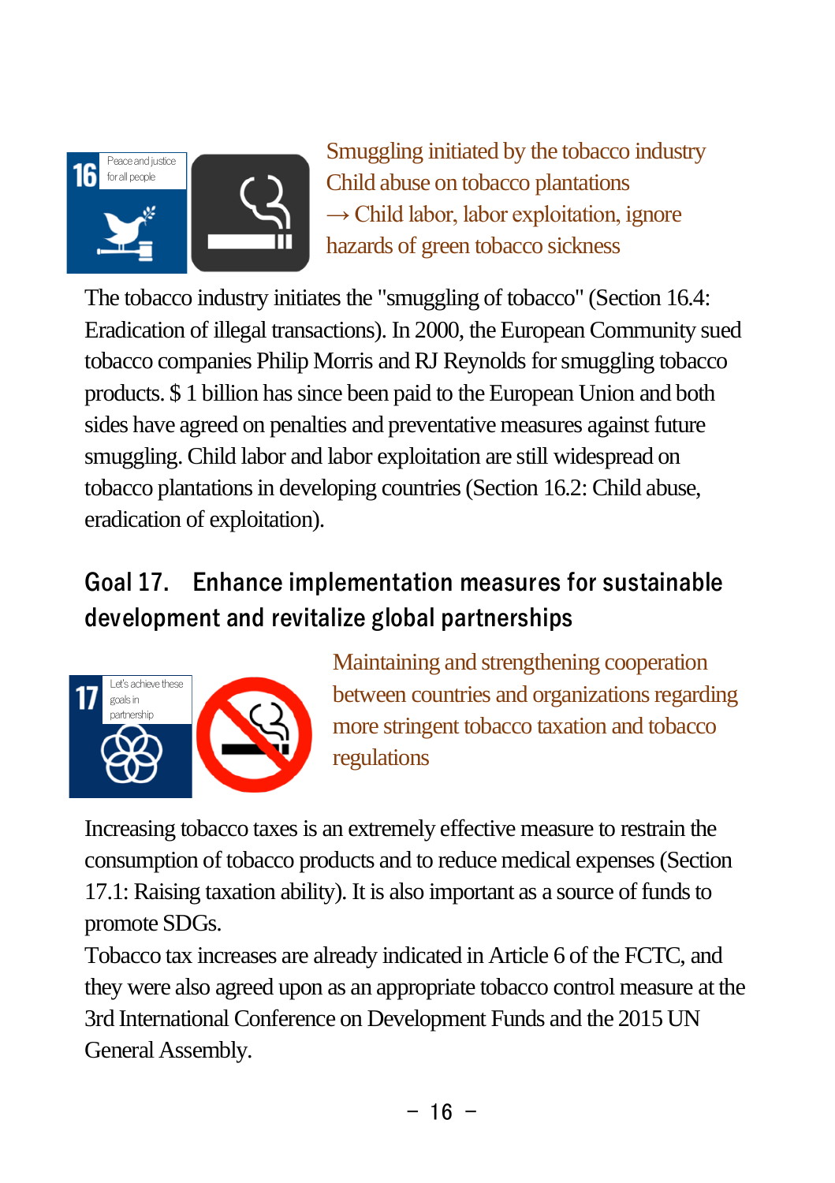Smuggling initiated by the tobacco industry
Child abuse on tobacco plantations
→ Child labor, labor exploitation, ignore hazards of green tobacco sickness

The tobacco industry initiates the "smuggling of tobacco" (Section 16.4: Eradication of illegal transactions). In 2000, the European Community sued tobacco companies Philip Morris and RJ Reynolds for smuggling tobacco products. $ 1 billion has since been paid to the European Union and both sides have agreed on penalties and preventative measures against future smuggling. Child labor and labor exploitation are still widespread on tobacco plantations in developing countries (Section 16.2: Child abuse, eradication of exploitation).

## Goal 17. Enhance implementation measures for sustainable development and revitalize global partnerships

Maintaining and strengthening cooperation between countries and organizations regarding more stringent tobacco taxation and tobacco regulations

Increasing tobacco taxes is an extremely effective measure to restrain the consumption of tobacco products and to reduce medical expenses (Section 17.1: Raising taxation ability). It is also important as a source of funds to promote SDGs.

Tobacco tax increases are already indicated in Article 6 of the FCTC, and they were also agreed upon as an appropriate tobacco control measure at the 3rd International Conference on Development Funds and the 2015 UN General Assembly.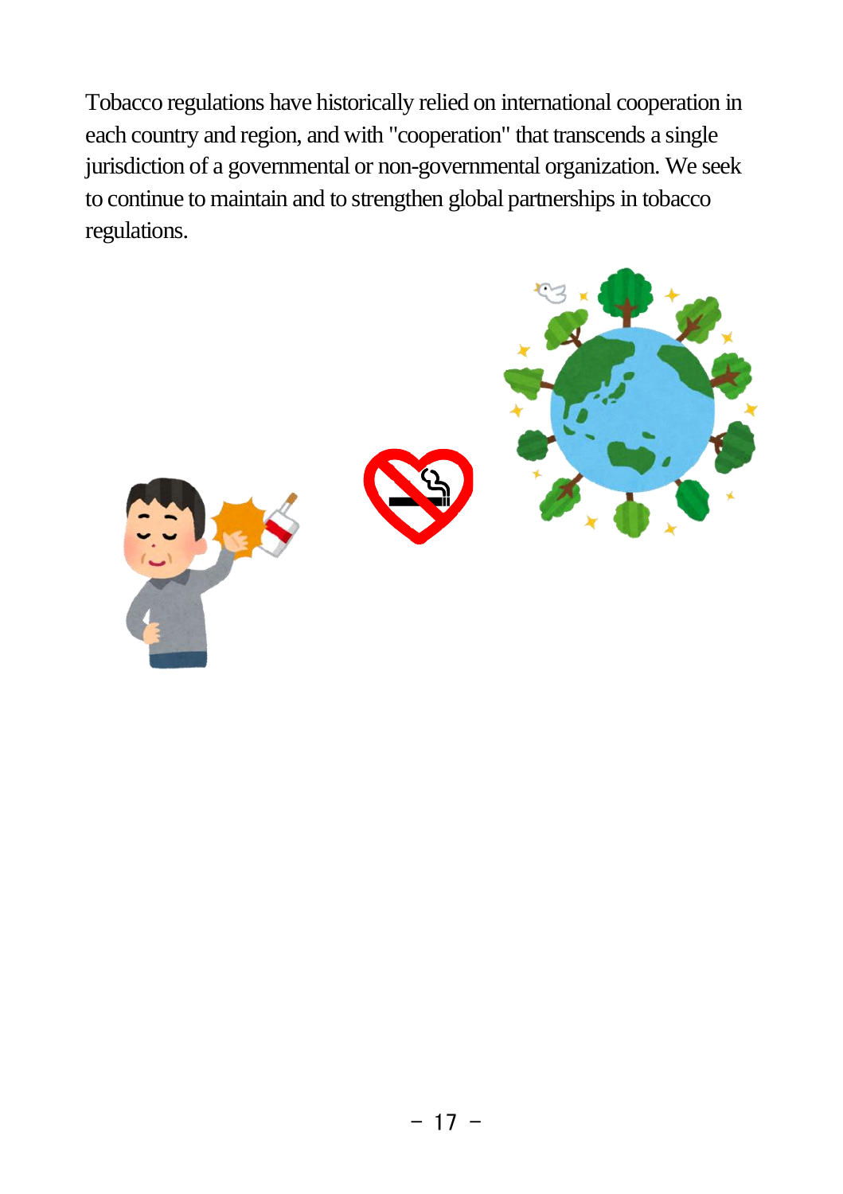Tobacco regulations have historically relied on international cooperation in each country and region, and with "cooperation" that transcends a single jurisdiction of a governmental or non-governmental organization. We seek to continue to maintain and to strengthen global partnerships in tobacco regulations.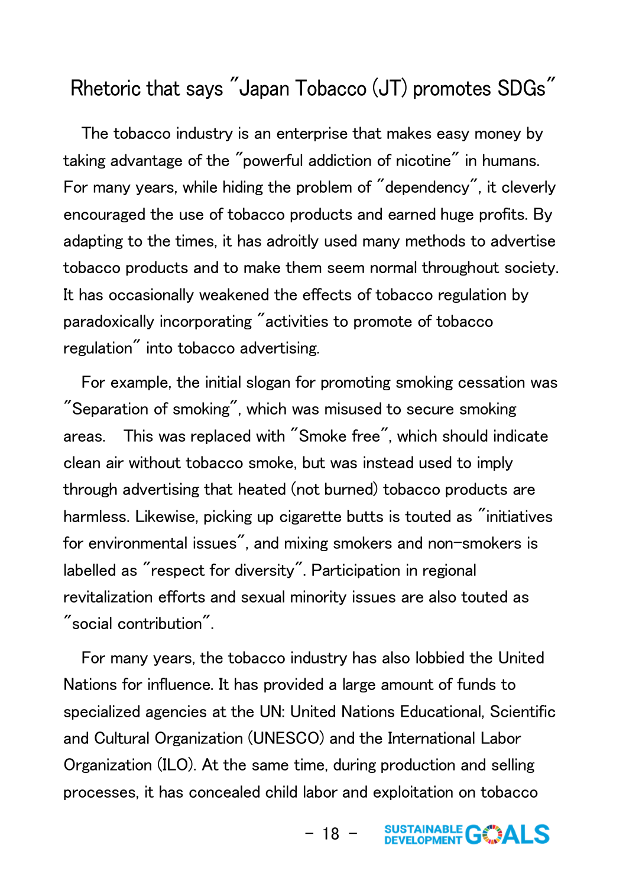# Rhetoric that says "Japan Tobacco (JT) promotes SDGs"

The tobacco industry is an enterprise that makes easy money by taking advantage of the "powerful addiction of nicotine" in humans. For many years, while hiding the problem of "dependency", it cleverly encouraged the use of tobacco products and earned huge profits. By adapting to the times, it has adroitly used many methods to advertise tobacco products and to make them seem normal throughout society. It has occasionally weakened the effects of tobacco regulation by paradoxically incorporating "activities to promote of tobacco regulation" into tobacco advertising.

For example, the initial slogan for promoting smoking cessation was "Separation of smoking", which was misused to secure smoking areas. This was replaced with "Smoke free", which should indicate clean air without tobacco smoke, but was instead used to imply through advertising that heated (not burned) tobacco products are harmless. Likewise, picking up cigarette butts is touted as "initiatives for environmental issues", and mixing smokers and non-smokers is labelled as "respect for diversity". Participation in regional revitalization efforts and sexual minority issues are also touted as "social contribution".

For many years, the tobacco industry has also lobbied the United Nations for influence. It has provided a large amount of funds to specialized agencies at the UN: United Nations Educational, Scientific and Cultural Organization (UNESCO) and the International Labor Organization (ILO). At the same time, during production and selling processes, it has concealed child labor and exploitation on tobacco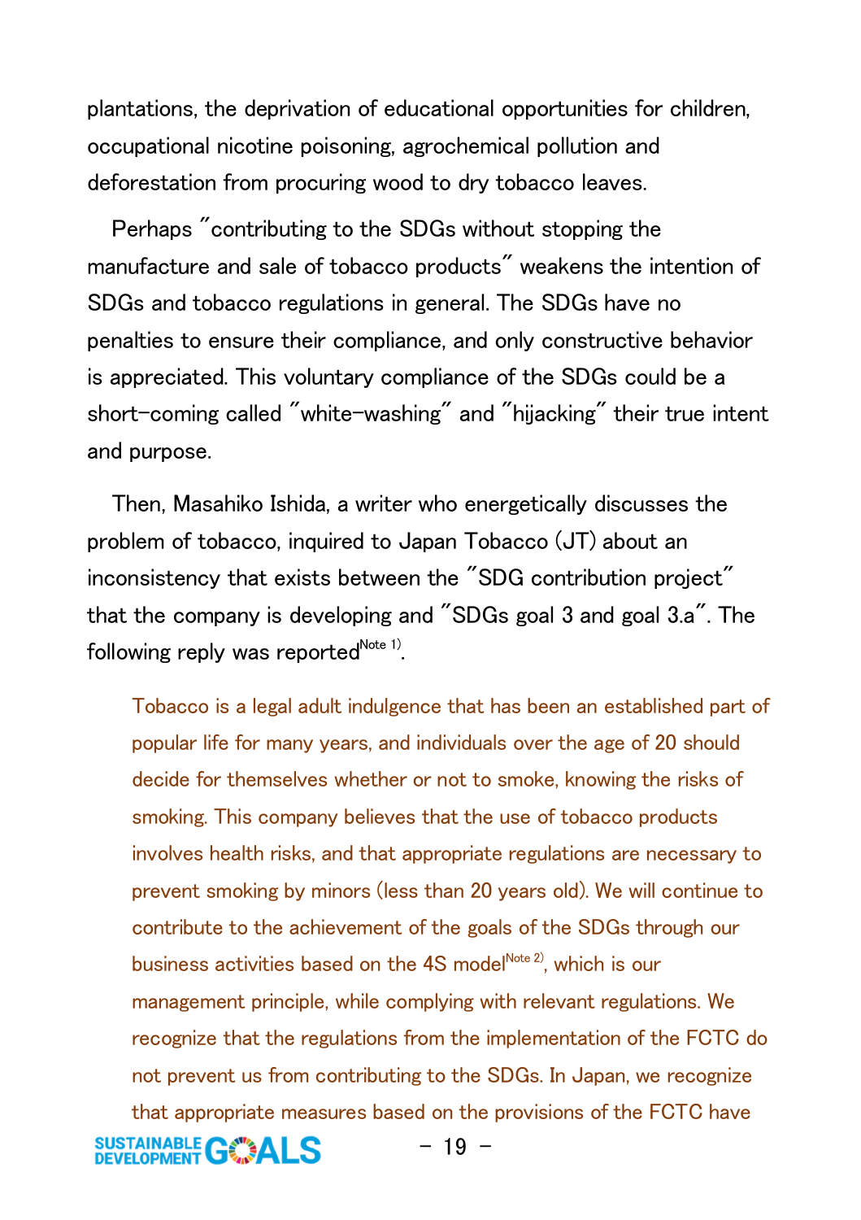plantations, the deprivation of educational opportunities for children, occupational nicotine poisoning, agrochemical pollution and deforestation from procuring wood to dry tobacco leaves.

Perhaps "contributing to the SDGs without stopping the manufacture and sale of tobacco products" weakens the intention of SDGs and tobacco regulations in general. The SDGs have no penalties to ensure their compliance, and only constructive behavior is appreciated. This voluntary compliance of the SDGs could be a short-coming called "white-washing" and "hijacking" their true intent and purpose.

Then, Masahiko Ishida, a writer who energetically discusses the problem of tobacco, inquired to Japan Tobacco (JT) about an inconsistency that exists between the "SDG contribution project" that the company is developing and "SDGs goal 3 and goal 3.a". The following reply was reported[Note 1].

> Tobacco is a legal adult indulgence that has been an established part of popular life for many years, and individuals over the age of 20 should decide for themselves whether or not to smoke, knowing the risks of smoking. This company believes that the use of tobacco products involves health risks, and that appropriate regulations are necessary to prevent smoking by minors (less than 20 years old). We will continue to contribute to the achievement of the goals of the SDGs through our business activities based on the 4S model[Note 2], which is our management principle, while complying with relevant regulations. We recognize that the regulations from the implementation of the FCTC do not prevent us from contributing to the SDGs. In Japan, we recognize that appropriate measures based on the provisions of the FCTC have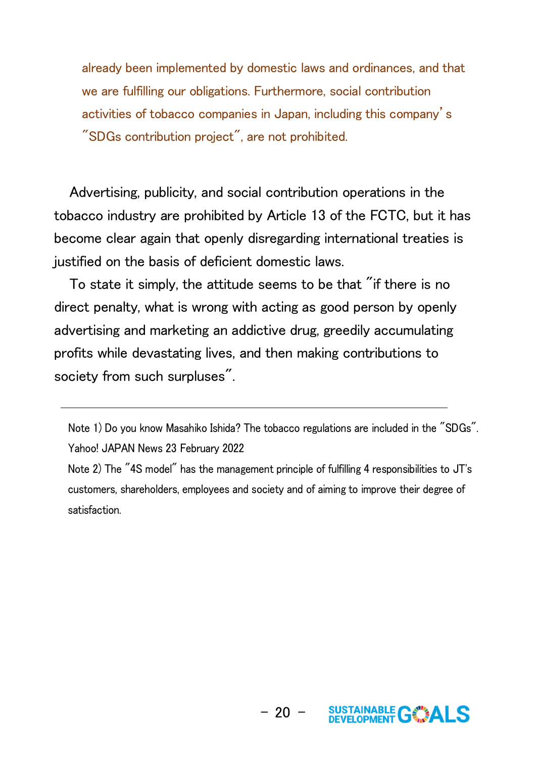already been implemented by domestic laws and ordinances, and that we are fulfilling our obligations. Furthermore, social contribution activities of tobacco companies in Japan, including this company's "SDGs contribution project", are not prohibited.

Advertising, publicity, and social contribution operations in the tobacco industry are prohibited by Article 13 of the FCTC, but it has become clear again that openly disregarding international treaties is justified on the basis of deficient domestic laws.

To state it simply, the attitude seems to be that "if there is no direct penalty, what is wrong with acting as good person by openly advertising and marketing an addictive drug, greedily accumulating profits while devastating lives, and then making contributions to society from such surpluses".

---

Note 1) Do you know Masahiko Ishida? The tobacco regulations are included in the "SDGs". Yahoo! JAPAN News 23 February 2022

Note 2) The "4S model" has the management principle of fulfilling 4 responsibilities to JT's customers, shareholders, employees and society and of aiming to improve their degree of satisfaction.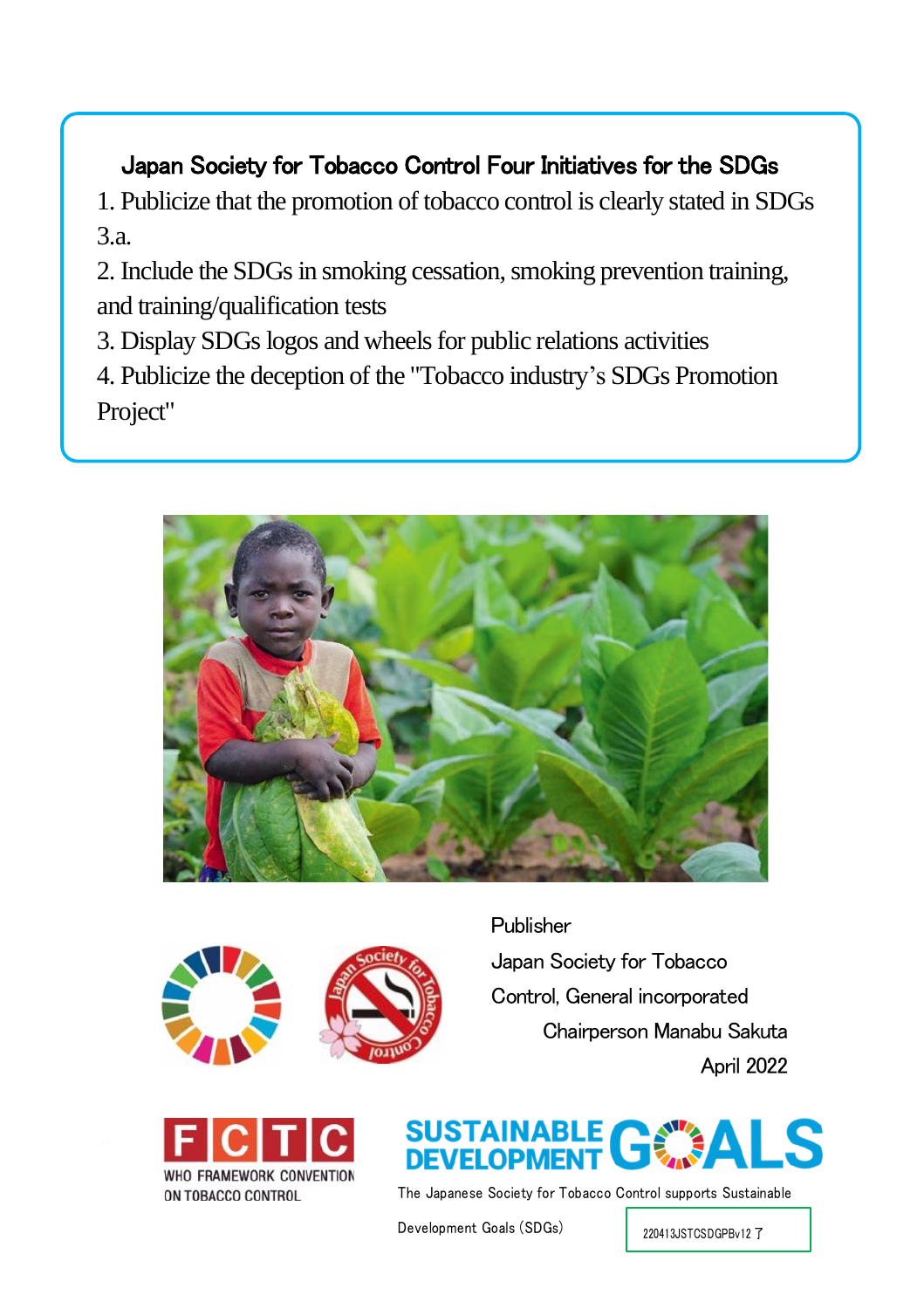## Japan Society for Tobacco Control Four Initiatives for the SDGs

1. Publicize that the promotion of tobacco control is clearly stated in SDGs 3.a.
2. Include the SDGs in smoking cessation, smoking prevention training, and training/qualification tests
3. Display SDGs logos and wheels for public relations activities
4. Publicize the deception of the "Tobacco industry's SDGs Promotion Project"

Publisher

Japan Society for Tobacco Control, General incorporated

Chairperson Manabu Sakuta

April 2022

FCTC

WHO FRAMEWORK CONVENTION ON TOBACCO CONTROL

SUSTAINABLE DEVELOPMENT GOALS

The Japanese Society for Tobacco Control supports Sustainable Development Goals (SDGs)

220413JSTCSDGPBv12 了